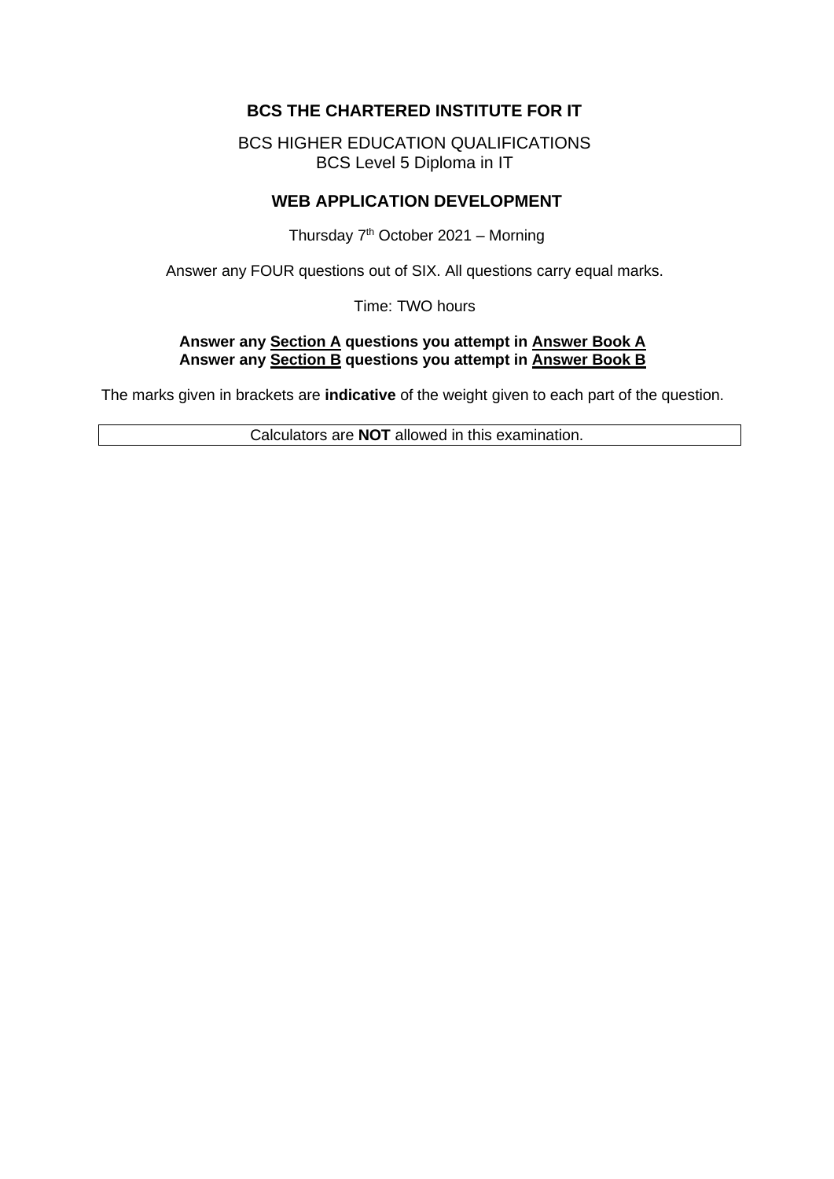**BCS THE CHARTERED INSTITUTE FOR IT**

BCS HIGHER EDUCATION QUALIFICATIONS
BCS Level 5 Diploma in IT

**WEB APPLICATION DEVELOPMENT**

Thursday 7th October 2021 – Morning

Answer any FOUR questions out of SIX. All questions carry equal marks.

Time: TWO hours

**Answer any Section A questions you attempt in Answer Book A**
**Answer any Section B questions you attempt in Answer Book B**

The marks given in brackets are **indicative** of the weight given to each part of the question.

| Calculators are **NOT** allowed in this examination. |
|---|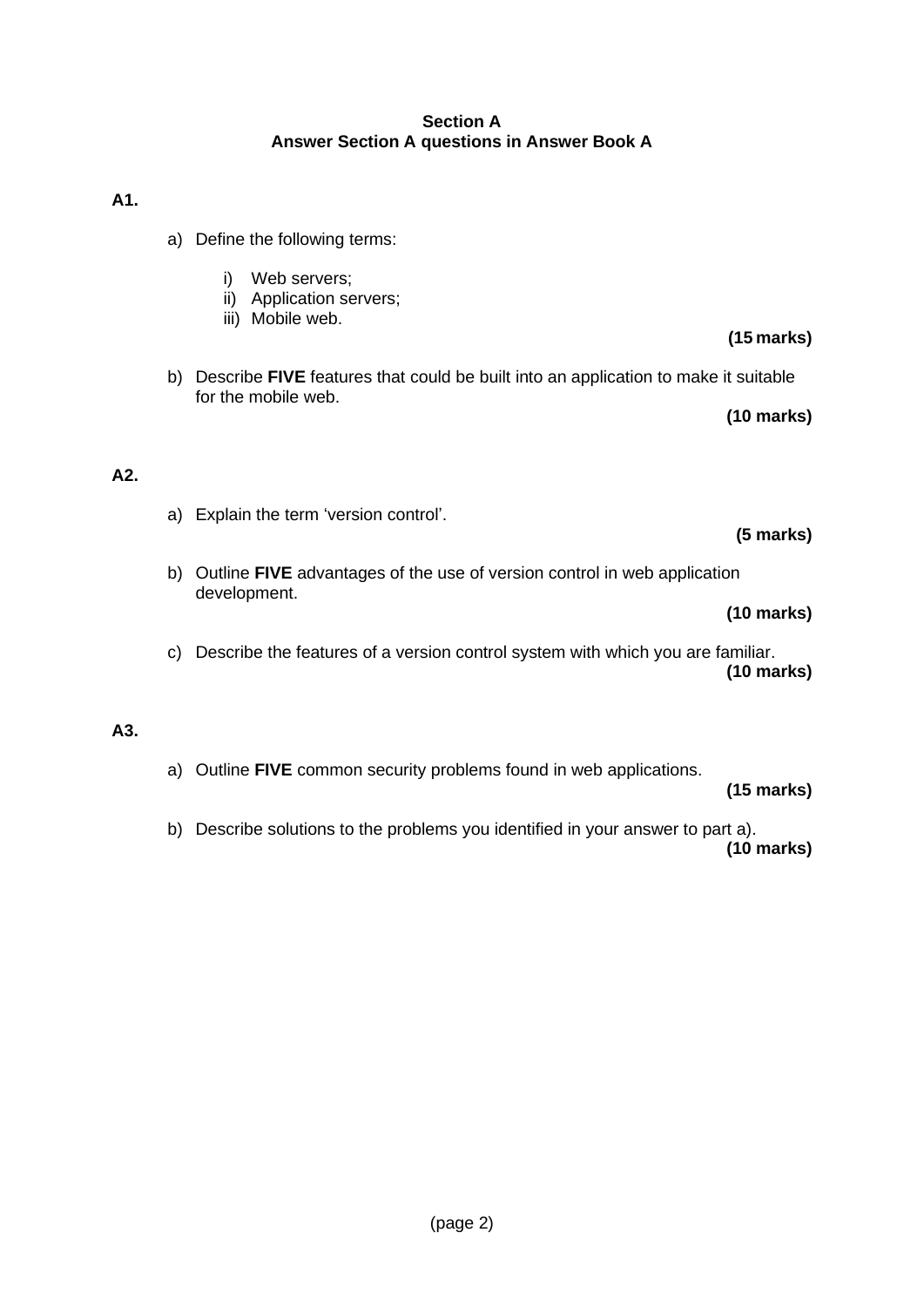**Section A**
**Answer Section A questions in Answer Book A**

**A1.**

a) Define the following terms:

   i) Web servers;
   ii) Application servers;
   iii) Mobile web.

**(15 marks)**

b) Describe **FIVE** features that could be built into an application to make it suitable for the mobile web.

**(10 marks)**

**A2.**

a) Explain the term 'version control'.

**(5 marks)**

b) Outline **FIVE** advantages of the use of version control in web application development.

**(10 marks)**

c) Describe the features of a version control system with which you are familiar.

**(10 marks)**

**A3.**

a) Outline **FIVE** common security problems found in web applications.

**(15 marks)**

b) Describe solutions to the problems you identified in your answer to part a).

**(10 marks)**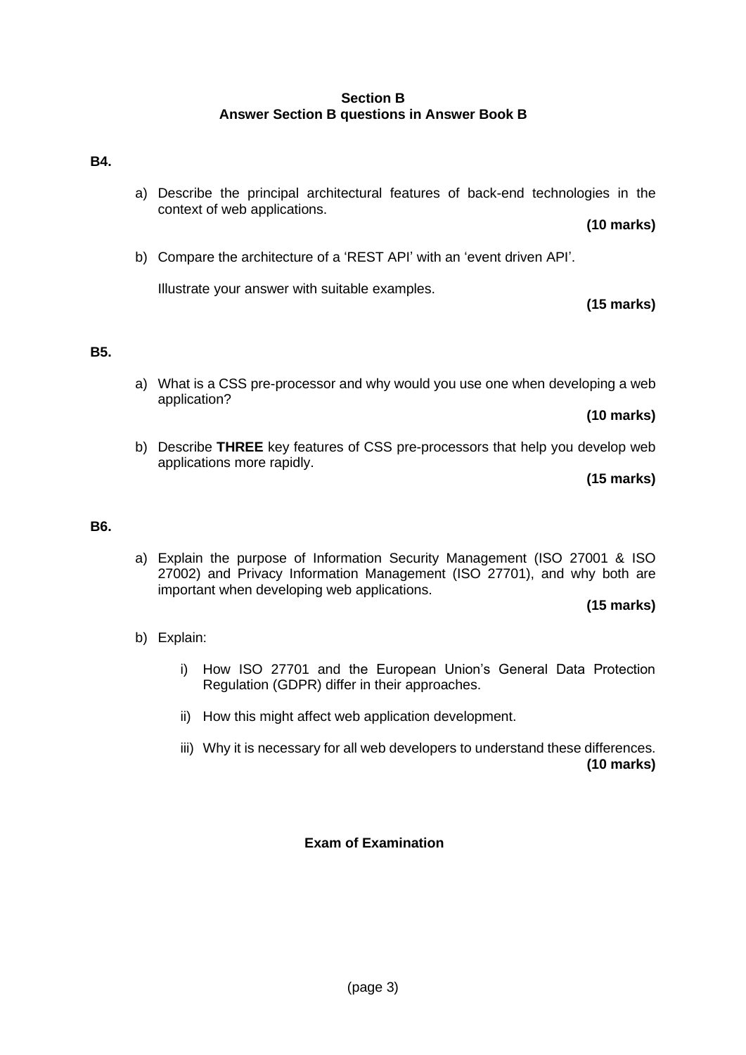**Section B**
**Answer Section B questions in Answer Book B**

**B4.**

a) Describe the principal architectural features of back-end technologies in the context of web applications.

**(10 marks)**

b) Compare the architecture of a 'REST API' with an 'event driven API'.

Illustrate your answer with suitable examples.

**(15 marks)**

**B5.**

a) What is a CSS pre-processor and why would you use one when developing a web application?

**(10 marks)**

b) Describe **THREE** key features of CSS pre-processors that help you develop web applications more rapidly.

**(15 marks)**

**B6.**

a) Explain the purpose of Information Security Management (ISO 27001 & ISO 27002) and Privacy Information Management (ISO 27701), and why both are important when developing web applications.

**(15 marks)**

b) Explain:

i) How ISO 27701 and the European Union's General Data Protection Regulation (GDPR) differ in their approaches.

ii) How this might affect web application development.

iii) Why it is necessary for all web developers to understand these differences.

**(10 marks)**

**Exam of Examination**